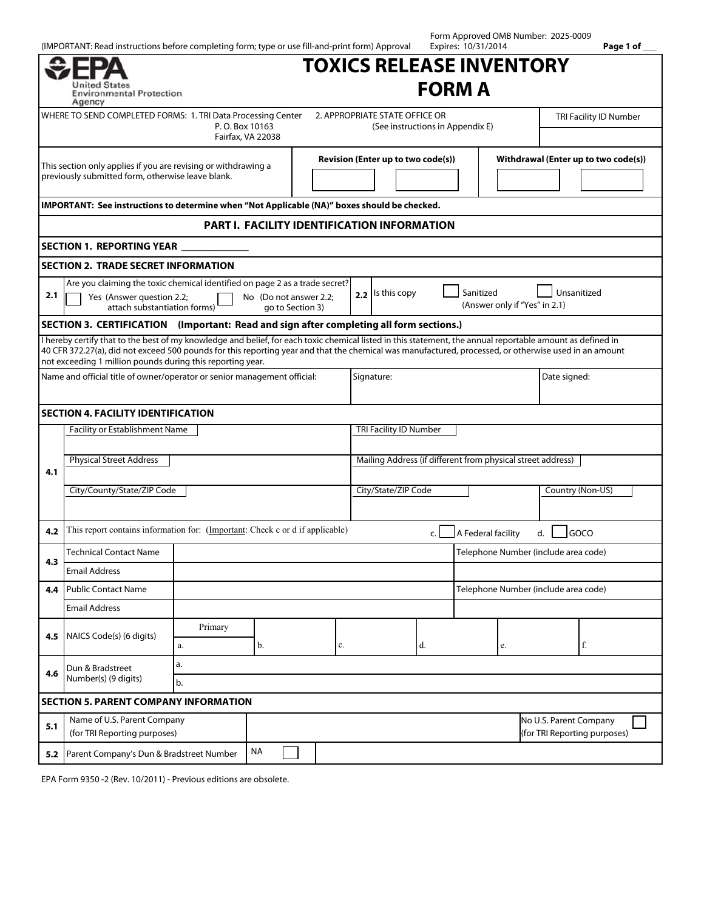(IMPORTANT: Read instructions before completing form; type or use fill-and-print form) Approval

Form Approved OMB Number: 2025-0009
Expires: 10/31/2014

EPA United States Environmental Protection Agency

# TOXICS RELEASE INVENTORY FORM A

WHERE TO SEND COMPLETED FORMS: 1. TRI Data Processing Center, P. O. Box 10163, Fairfax, VA 22038
2. APPROPRIATE STATE OFFICE OR (See instructions in Appendix E)

TRI Facility ID Number

| This section only applies if you are revising or withdrawing a previously submitted form, otherwise leave blank. | Revision (Enter up to two code(s)) | Withdrawal (Enter up to two code(s)) |
|---|---|---|
| | ☐ ☐ | ☐ ☐ |

**IMPORTANT: See instructions to determine when "Not Applicable (NA)" boxes should be checked.**

## PART I. FACILITY IDENTIFICATION INFORMATION

### SECTION 1. REPORTING YEAR ____________

### SECTION 2. TRADE SECRET INFORMATION

| | | | |
|---|---|---|---|
| 2.1 | Are you claiming the toxic chemical identified on page 2 as a trade secret? ☐ Yes (Answer question 2.2; attach substantiation forms) ☐ No (Do not answer 2.2; go to Section 3) | 2.2 | Is this copy ☐ Sanitized ☐ Unsanitized (Answer only if "Yes" in 2.1) |

### SECTION 3. CERTIFICATION (Important: Read and sign after completing all form sections.)

I hereby certify that to the best of my knowledge and belief, for each toxic chemical listed in this statement, the annual reportable amount as defined in 40 CFR 372.27(a), did not exceed 500 pounds for this reporting year and that the chemical was manufactured, processed, or otherwise used in an amount not exceeding 1 million pounds during this reporting year.

| Name and official title of owner/operator or senior management official: | Signature: | Date signed: |
|---|---|---|
| | | |

### SECTION 4. FACILITY IDENTIFICATION

| | | | |
|---|---|---|---|
| 4.1 | Facility or Establishment Name | TRI Facility ID Number | |
| | Physical Street Address | Mailing Address (if different from physical street address) | |
| | City/County/State/ZIP Code | City/State/ZIP Code | Country (Non-US) |
| 4.2 | This report contains information for: (Important: Check c or d if applicable) | c. ☐ A Federal facility | d. ☐ GOCO |

| | | | |
|---|---|---|---|
| 4.3 | Technical Contact Name | | Telephone Number (include area code) |
| | Email Address | | |
| 4.4 | Public Contact Name | | Telephone Number (include area code) |
| | Email Address | | |

| | | Primary | | | | | |
|---|---|---|---|---|---|---|---|
| 4.5 | NAICS Code(s) (6 digits) | a. | b. | c. | d. | e. | f. |

| | | |
|---|---|---|
| 4.6 | Dun & Bradstreet Number(s) (9 digits) | a. |
| | | b. |

### SECTION 5. PARENT COMPANY INFORMATION

| | | | |
|---|---|---|---|
| 5.1 | Name of U.S. Parent Company (for TRI Reporting purposes) | | No U.S. Parent Company (for TRI Reporting purposes) ☐ |
| 5.2 | Parent Company's Dun & Bradstreet Number | NA ☐ | |

EPA Form 9350 -2 (Rev. 10/2011) - Previous editions are obsolete.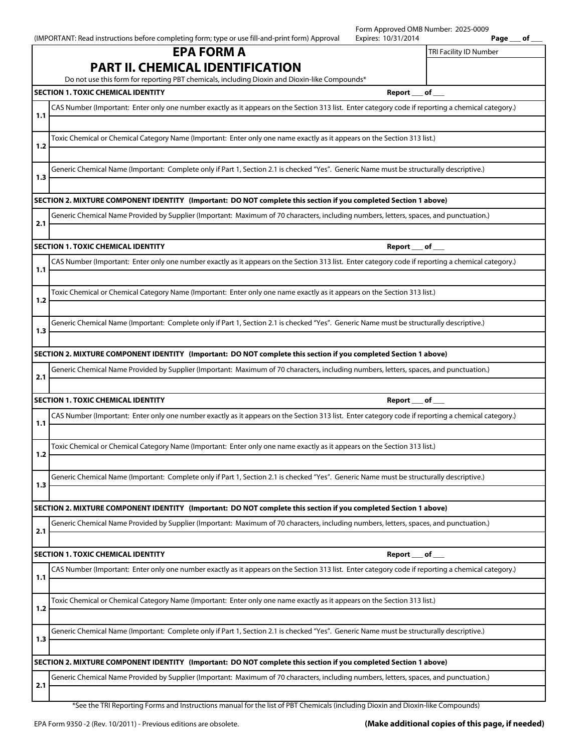(IMPORTANT: Read instructions before completing form; type or use fill-and-print form) Approval

Form Approved OMB Number: 2025-0009
Expires: 10/31/2014

**Page ___ of ___**

# EPA FORM A
# PART II. CHEMICAL IDENTIFICATION

Do not use this form for reporting PBT chemicals, including Dioxin and Dioxin-like Compounds*

| TRI Facility ID Number |
|---|
| |

| | |
|---|---|
| **SECTION 1. TOXIC CHEMICAL IDENTITY** | **Report ___ of ___** |
| **1.1** | CAS Number (Important: Enter only one number exactly as it appears on the Section 313 list. Enter category code if reporting a chemical category.) |
| | |
| **1.2** | Toxic Chemical or Chemical Category Name (Important: Enter only one name exactly as it appears on the Section 313 list.) |
| | |
| **1.3** | Generic Chemical Name (Important: Complete only if Part 1, Section 2.1 is checked "Yes". Generic Name must be structurally descriptive.) |
| | |
| **SECTION 2. MIXTURE COMPONENT IDENTITY (Important: DO NOT complete this section if you completed Section 1 above)** | |
| **2.1** | Generic Chemical Name Provided by Supplier (Important: Maximum of 70 characters, including numbers, letters, spaces, and punctuation.) |
| | |
| **SECTION 1. TOXIC CHEMICAL IDENTITY** | **Report ___ of ___** |
| **1.1** | CAS Number (Important: Enter only one number exactly as it appears on the Section 313 list. Enter category code if reporting a chemical category.) |
| | |
| **1.2** | Toxic Chemical or Chemical Category Name (Important: Enter only one name exactly as it appears on the Section 313 list.) |
| | |
| **1.3** | Generic Chemical Name (Important: Complete only if Part 1, Section 2.1 is checked "Yes". Generic Name must be structurally descriptive.) |
| | |
| **SECTION 2. MIXTURE COMPONENT IDENTITY (Important: DO NOT complete this section if you completed Section 1 above)** | |
| **2.1** | Generic Chemical Name Provided by Supplier (Important: Maximum of 70 characters, including numbers, letters, spaces, and punctuation.) |
| | |
| **SECTION 1. TOXIC CHEMICAL IDENTITY** | **Report ___ of ___** |
| **1.1** | CAS Number (Important: Enter only one number exactly as it appears on the Section 313 list. Enter category code if reporting a chemical category.) |
| | |
| **1.2** | Toxic Chemical or Chemical Category Name (Important: Enter only one name exactly as it appears on the Section 313 list.) |
| | |
| **1.3** | Generic Chemical Name (Important: Complete only if Part 1, Section 2.1 is checked "Yes". Generic Name must be structurally descriptive.) |
| | |
| **SECTION 2. MIXTURE COMPONENT IDENTITY (Important: DO NOT complete this section if you completed Section 1 above)** | |
| **2.1** | Generic Chemical Name Provided by Supplier (Important: Maximum of 70 characters, including numbers, letters, spaces, and punctuation.) |
| | |
| **SECTION 1. TOXIC CHEMICAL IDENTITY** | **Report ___ of ___** |
| **1.1** | CAS Number (Important: Enter only one number exactly as it appears on the Section 313 list. Enter category code if reporting a chemical category.) |
| | |
| **1.2** | Toxic Chemical or Chemical Category Name (Important: Enter only one name exactly as it appears on the Section 313 list.) |
| | |
| **1.3** | Generic Chemical Name (Important: Complete only if Part 1, Section 2.1 is checked "Yes". Generic Name must be structurally descriptive.) |
| | |
| **SECTION 2. MIXTURE COMPONENT IDENTITY (Important: DO NOT complete this section if you completed Section 1 above)** | |
| **2.1** | Generic Chemical Name Provided by Supplier (Important: Maximum of 70 characters, including numbers, letters, spaces, and punctuation.) |
| | |

*See the TRI Reporting Forms and Instructions manual for the list of PBT Chemicals (including Dioxin and Dioxin-like Compounds)

EPA Form 9350 -2 (Rev. 10/2011) - Previous editions are obsolete.

**(Make additional copies of this page, if needed)**